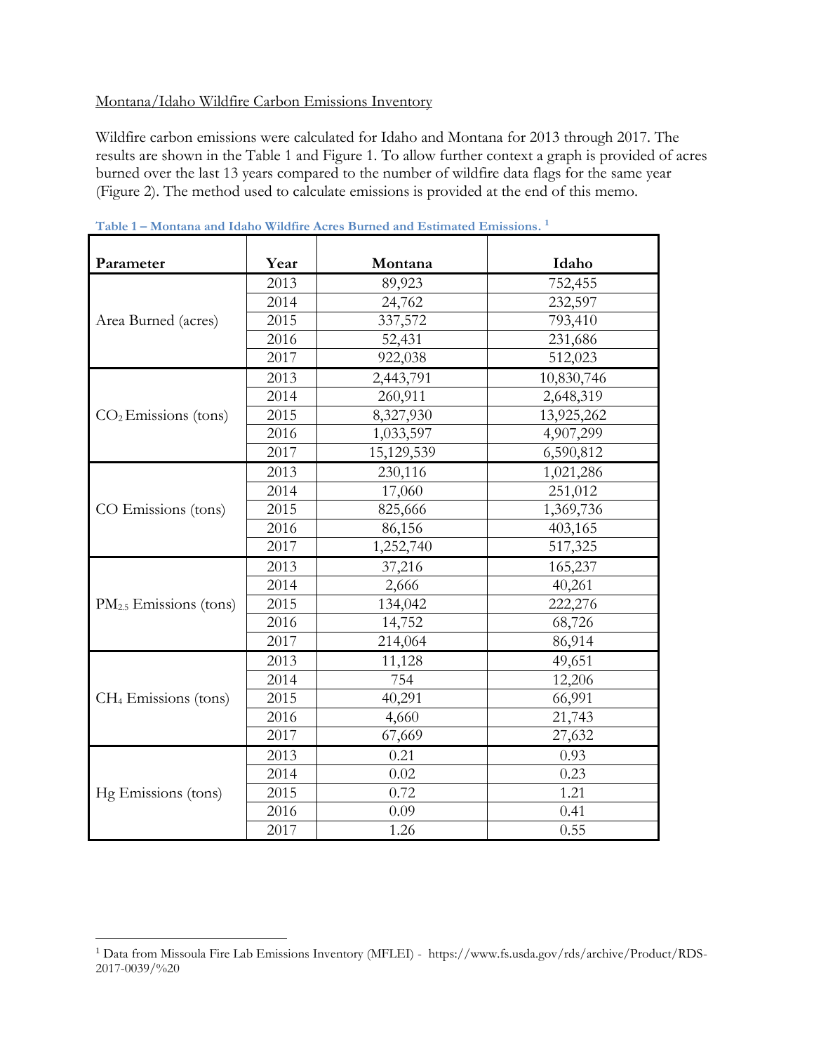Montana/Idaho Wildfire Carbon Emissions Inventory

Wildfire carbon emissions were calculated for Idaho and Montana for 2013 through 2017. The results are shown in the Table 1 and Figure 1. To allow further context a graph is provided of acres burned over the last 13 years compared to the number of wildfire data flags for the same year (Figure 2). The method used to calculate emissions is provided at the end of this memo.

**Table 1 – Montana and Idaho Wildfire Acres Burned and Estimated Emissions.** [1]

| Parameter | Year | Montana | Idaho |
|---|---|---|---|
| Area Burned (acres) | 2013 | 89,923 | 752,455 |
| | 2014 | 24,762 | 232,597 |
| | 2015 | 337,572 | 793,410 |
| | 2016 | 52,431 | 231,686 |
| | 2017 | 922,038 | 512,023 |
| $CO_2$ Emissions (tons) | 2013 | 2,443,791 | 10,830,746 |
| | 2014 | 260,911 | 2,648,319 |
| | 2015 | 8,327,930 | 13,925,262 |
| | 2016 | 1,033,597 | 4,907,299 |
| | 2017 | 15,129,539 | 6,590,812 |
| CO Emissions (tons) | 2013 | 230,116 | 1,021,286 |
| | 2014 | 17,060 | 251,012 |
| | 2015 | 825,666 | 1,369,736 |
| | 2016 | 86,156 | 403,165 |
| | 2017 | 1,252,740 | 517,325 |
| $PM_{2.5}$ Emissions (tons) | 2013 | 37,216 | 165,237 |
| | 2014 | 2,666 | 40,261 |
| | 2015 | 134,042 | 222,276 |
| | 2016 | 14,752 | 68,726 |
| | 2017 | 214,064 | 86,914 |
| $CH_4$ Emissions (tons) | 2013 | 11,128 | 49,651 |
| | 2014 | 754 | 12,206 |
| | 2015 | 40,291 | 66,991 |
| | 2016 | 4,660 | 21,743 |
| | 2017 | 67,669 | 27,632 |
| Hg Emissions (tons) | 2013 | 0.21 | 0.93 |
| | 2014 | 0.02 | 0.23 |
| | 2015 | 0.72 | 1.21 |
| | 2016 | 0.09 | 0.41 |
| | 2017 | 1.26 | 0.55 |

[1] Data from Missoula Fire Lab Emissions Inventory (MFLEI) - https://www.fs.usda.gov/rds/archive/Product/RDS-2017-0039/%20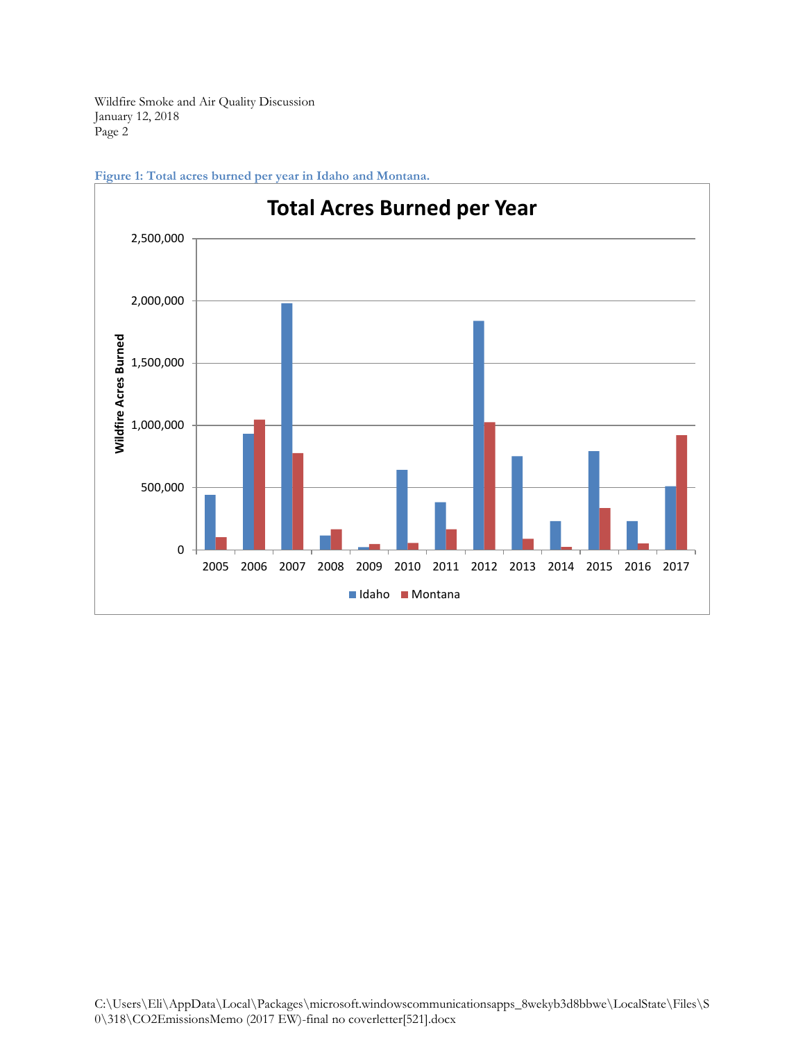**Figure 1: Total acres burned per year in Idaho and Montana.**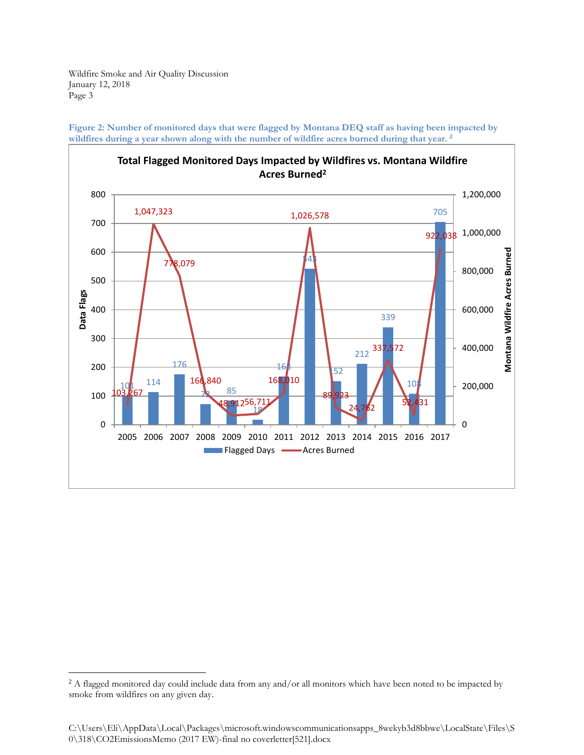**Figure 2: Number of monitored days that were flagged by Montana DEQ staff as having been impacted by wildfires during a year shown along with the number of wildfire acres burned during that year.** [2]

**Total Flagged Monitored Days Impacted by Wildfires vs. Montana Wildfire Acres Burned[2]**

| Year | Flagged Days (Data Flags) | Acres Burned (Montana Wildfire Acres Burned) |
| --- | --- | --- |
| 2005 | 101 | 103,267 |
| 2006 | 114 | 1,047,323 |
| 2007 | 176 | 778,079 |
| 2008 | 72 | 166,840 |
| 2009 | 85 | 48,912 |
| 2010 | 18 | 56,711 |
| 2011 | 168 | 168,010 |
| 2012 | 543 | 1,026,578 |
| 2013 | 152 | 89,923 |
| 2014 | 212 | 24,762 |
| 2015 | 339 | 337,572 |
| 2016 | 108 | 52,431 |
| 2017 | 705 | 922,038 |

---

[2] A flagged monitored day could include data from any and/or all monitors which have been noted to be impacted by smoke from wildfires on any given day.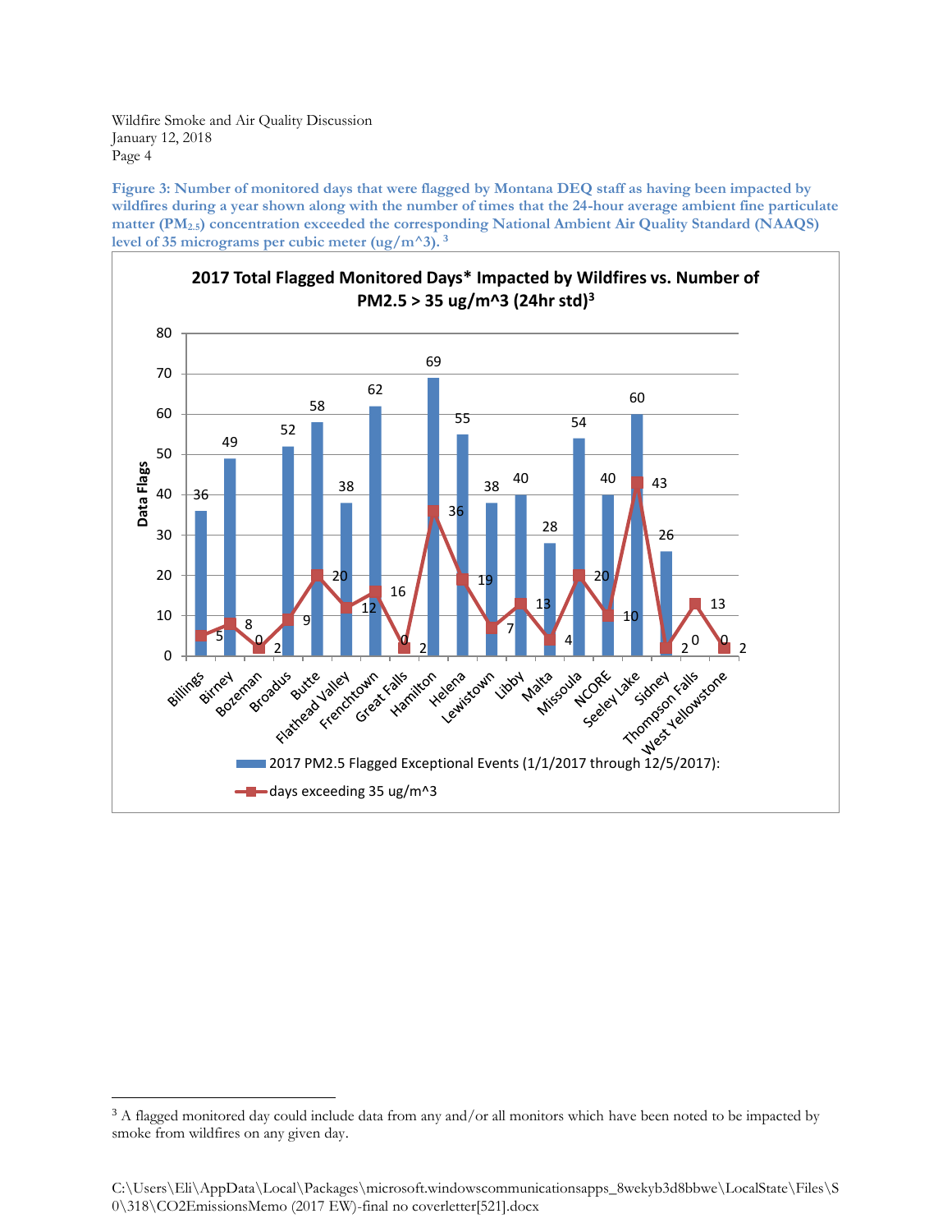**Figure 3: Number of monitored days that were flagged by Montana DEQ staff as having been impacted by wildfires during a year shown along with the number of times that the 24-hour average ambient fine particulate matter ($PM_{2.5}$) concentration exceeded the corresponding National Ambient Air Quality Standard (NAAQS) level of 35 micrograms per cubic meter (ug/m^3).** [3]

**2017 Total Flagged Monitored Days* Impacted by Wildfires vs. Number of PM2.5 > 35 ug/m^3 (24hr std)[3]**

| Site | 2017 PM2.5 Flagged Exceptional Events (1/1/2017 through 12/5/2017): | days exceeding 35 ug/m^3 |
|---|---|---|
| Billings | 36 | 5 |
| Birney | 49 | 8 |
| Bozeman | 0 | 2 |
| Broadus | 52 | 9 |
| Butte | 58 | 20 |
| Flathead Valley | 38 | 12 |
| Frenchtown | 62 | 16 |
| Great Falls | 0 | 2 |
| Hamilton | 69 | 36 |
| Helena | 55 | 19 |
| Lewistown | 38 | 7 |
| Libby | 40 | 13 |
| Malta | 28 | 4 |
| Missoula | 54 | 20 |
| NCORE | 40 | 10 |
| Seeley Lake | 60 | 43 |
| Sidney | 26 | 2 |
| Thompson Falls | 0 | 13 |
| West Yellowstone | 0 | 2 |

[3] A flagged monitored day could include data from any and/or all monitors which have been noted to be impacted by smoke from wildfires on any given day.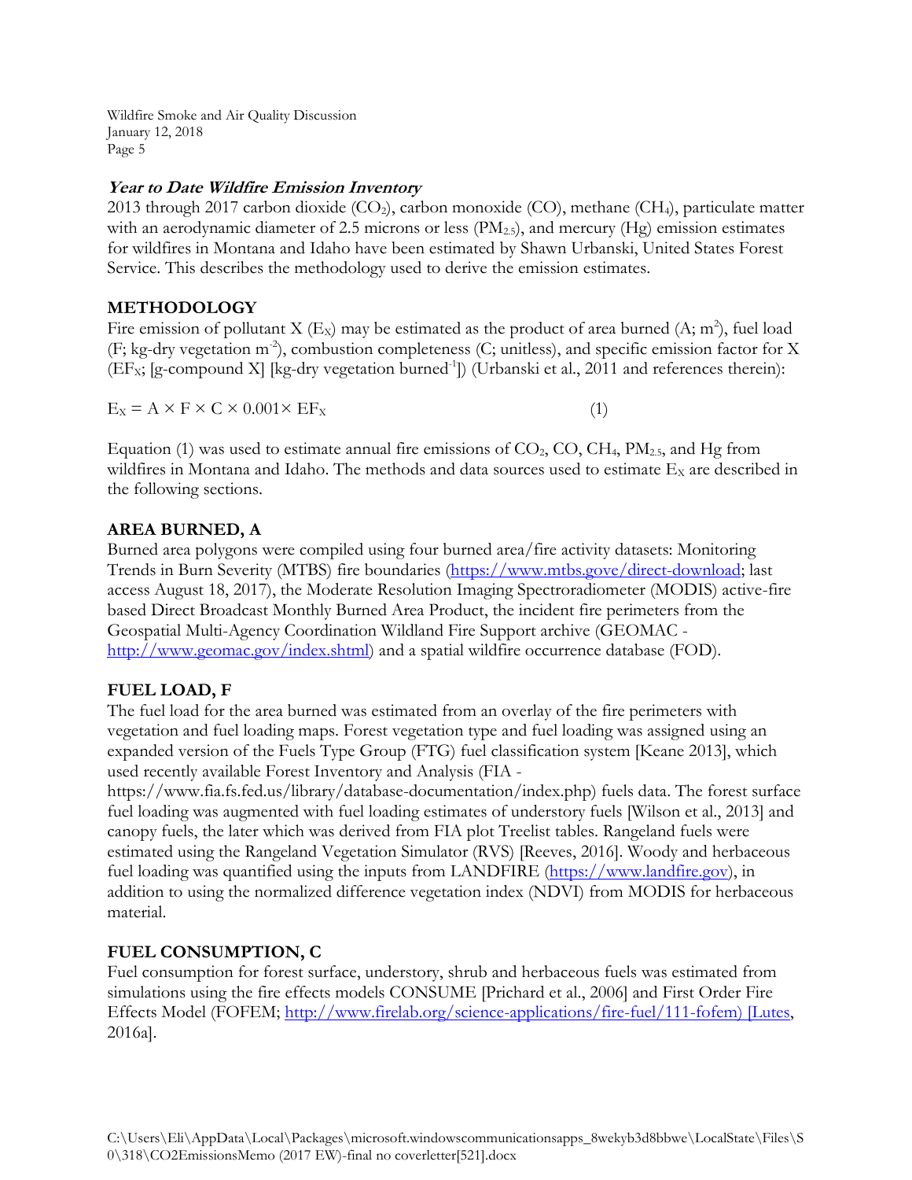### *Year to Date Wildfire Emission Inventory*

2013 through 2017 carbon dioxide ($CO_2$), carbon monoxide (CO), methane ($CH_4$), particulate matter with an aerodynamic diameter of 2.5 microns or less ($PM_{2.5}$), and mercury (Hg) emission estimates for wildfires in Montana and Idaho have been estimated by Shawn Urbanski, United States Forest Service. This describes the methodology used to derive the emission estimates.

## METHODOLOGY

Fire emission of pollutant X ($E_X$) may be estimated as the product of area burned (A; $m^2$), fuel load (F; kg-dry vegetation $m^{-2}$), combustion completeness (C; unitless), and specific emission factor for X ($EF_X$; [g-compound X] [kg-dry vegetation burned$^{-1}$]) (Urbanski et al., 2011 and references therein):

$$E_X = A \times F \times C \times 0.001 \times EF_X \qquad (1)$$

Equation (1) was used to estimate annual fire emissions of $CO_2$, CO, $CH_4$, $PM_{2.5}$, and Hg from wildfires in Montana and Idaho. The methods and data sources used to estimate $E_X$ are described in the following sections.

## AREA BURNED, A

Burned area polygons were compiled using four burned area/fire activity datasets: Monitoring Trends in Burn Severity (MTBS) fire boundaries (https://www.mtbs.gove/direct-download; last access August 18, 2017), the Moderate Resolution Imaging Spectroradiometer (MODIS) active-fire based Direct Broadcast Monthly Burned Area Product, the incident fire perimeters from the Geospatial Multi-Agency Coordination Wildland Fire Support archive (GEOMAC - http://www.geomac.gov/index.shtml) and a spatial wildfire occurrence database (FOD).

## FUEL LOAD, F

The fuel load for the area burned was estimated from an overlay of the fire perimeters with vegetation and fuel loading maps. Forest vegetation type and fuel loading was assigned using an expanded version of the Fuels Type Group (FTG) fuel classification system [Keane 2013], which used recently available Forest Inventory and Analysis (FIA - https://www.fia.fs.fed.us/library/database-documentation/index.php) fuels data. The forest surface fuel loading was augmented with fuel loading estimates of understory fuels [Wilson et al., 2013] and canopy fuels, the later which was derived from FIA plot Treelist tables. Rangeland fuels were estimated using the Rangeland Vegetation Simulator (RVS) [Reeves, 2016]. Woody and herbaceous fuel loading was quantified using the inputs from LANDFIRE (https://www.landfire.gov), in addition to using the normalized difference vegetation index (NDVI) from MODIS for herbaceous material.

## FUEL CONSUMPTION, C

Fuel consumption for forest surface, understory, shrub and herbaceous fuels was estimated from simulations using the fire effects models CONSUME [Prichard et al., 2006] and First Order Fire Effects Model (FOFEM; http://www.firelab.org/science-applications/fire-fuel/111-fofem) [Lutes, 2016a].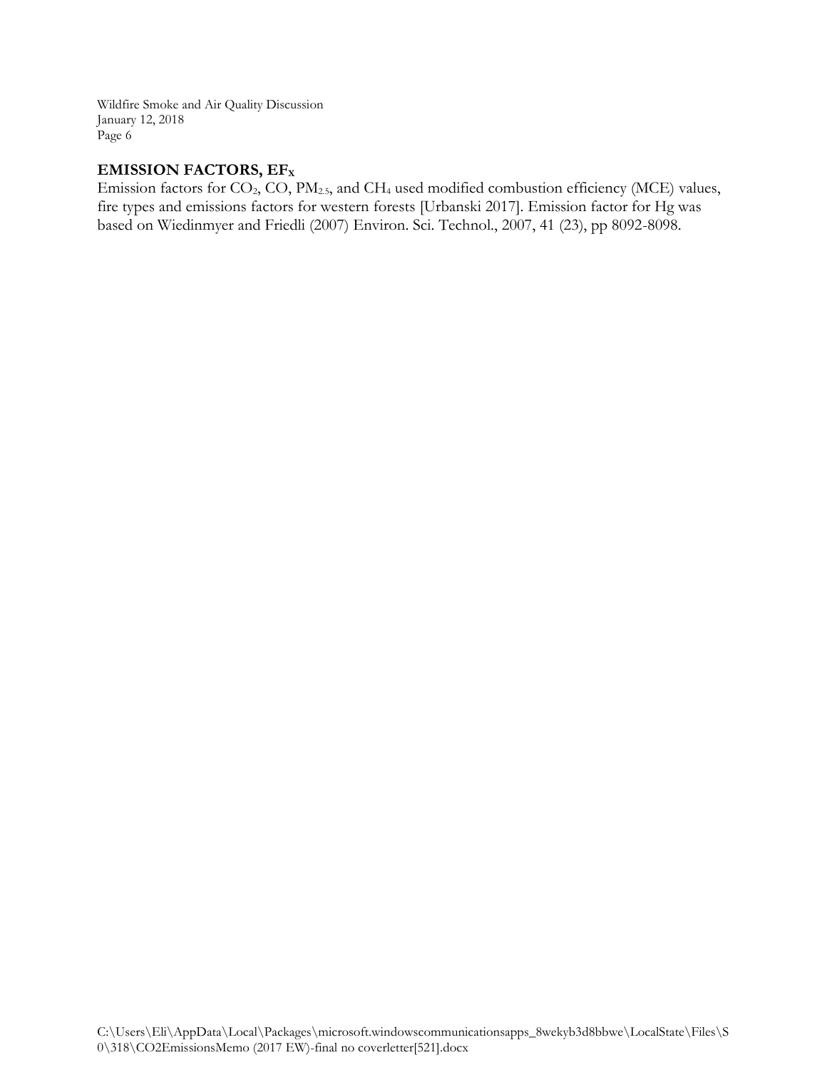## EMISSION FACTORS, $EF_X$

Emission factors for $CO_2$, CO, $PM_{2.5}$, and $CH_4$ used modified combustion efficiency (MCE) values, fire types and emissions factors for western forests [Urbanski 2017]. Emission factor for Hg was based on Wiedinmyer and Friedli (2007) Environ. Sci. Technol., 2007, 41 (23), pp 8092-8098.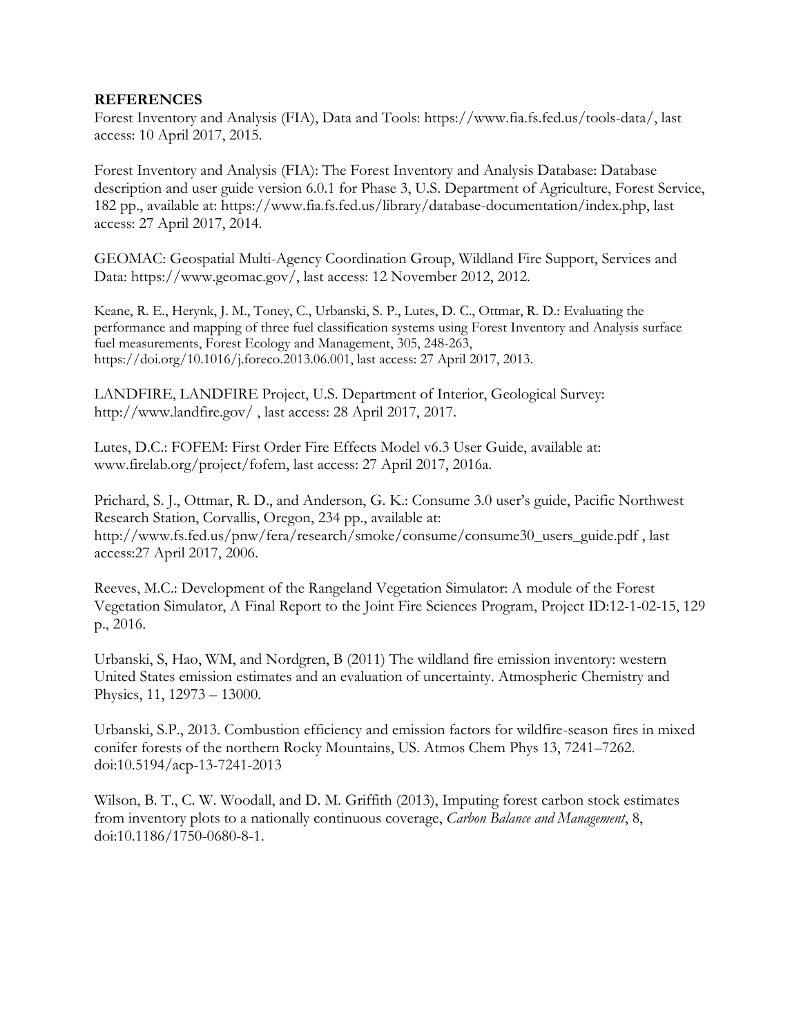**REFERENCES**

Forest Inventory and Analysis (FIA), Data and Tools: https://www.fia.fs.fed.us/tools-data/, last access: 10 April 2017, 2015.

Forest Inventory and Analysis (FIA): The Forest Inventory and Analysis Database: Database description and user guide version 6.0.1 for Phase 3, U.S. Department of Agriculture, Forest Service, 182 pp., available at: https://www.fia.fs.fed.us/library/database-documentation/index.php, last access: 27 April 2017, 2014.

GEOMAC: Geospatial Multi-Agency Coordination Group, Wildland Fire Support, Services and Data: https://www.geomac.gov/, last access: 12 November 2012, 2012.

Keane, R. E., Herynk, J. M., Toney, C., Urbanski, S. P., Lutes, D. C., Ottmar, R. D.: Evaluating the performance and mapping of three fuel classification systems using Forest Inventory and Analysis surface fuel measurements, Forest Ecology and Management, 305, 248-263, https://doi.org/10.1016/j.foreco.2013.06.001, last access: 27 April 2017, 2013.

LANDFIRE, LANDFIRE Project, U.S. Department of Interior, Geological Survey: http://www.landfire.gov/ , last access: 28 April 2017, 2017.

Lutes, D.C.: FOFEM: First Order Fire Effects Model v6.3 User Guide, available at: www.firelab.org/project/fofem, last access: 27 April 2017, 2016a.

Prichard, S. J., Ottmar, R. D., and Anderson, G. K.: Consume 3.0 user's guide, Pacific Northwest Research Station, Corvallis, Oregon, 234 pp., available at: http://www.fs.fed.us/pnw/fera/research/smoke/consume/consume30_users_guide.pdf , last access:27 April 2017, 2006.

Reeves, M.C.: Development of the Rangeland Vegetation Simulator: A module of the Forest Vegetation Simulator, A Final Report to the Joint Fire Sciences Program, Project ID:12-1-02-15, 129 p., 2016.

Urbanski, S, Hao, WM, and Nordgren, B (2011) The wildland fire emission inventory: western United States emission estimates and an evaluation of uncertainty. Atmospheric Chemistry and Physics, 11, 12973 – 13000.

Urbanski, S.P., 2013. Combustion efficiency and emission factors for wildfire-season fires in mixed conifer forests of the northern Rocky Mountains, US. Atmos Chem Phys 13, 7241–7262. doi:10.5194/acp-13-7241-2013

Wilson, B. T., C. W. Woodall, and D. M. Griffith (2013), Imputing forest carbon stock estimates from inventory plots to a nationally continuous coverage, *Carbon Balance and Management*, 8, doi:10.1186/1750-0680-8-1.